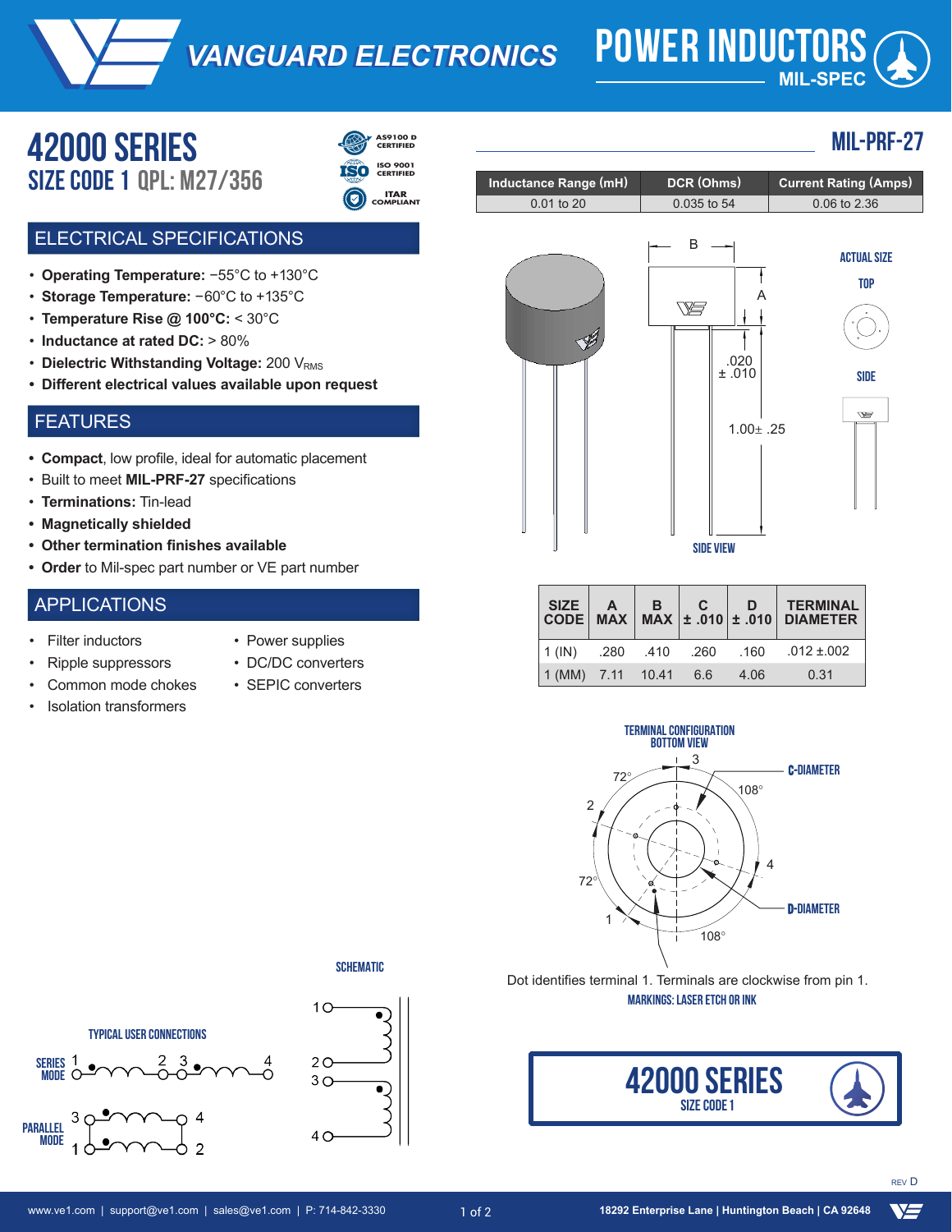# VANGUARD ELECTRONICS

# POWER INDUCTORS MIL-SPEC

## 42000 SERIES
### SIZE CODE 1 QPL: M27/356

AS9100 D CERTIFIED
ISO 9001 CERTIFIED
ITAR COMPLIANT

## MIL-PRF-27

| Inductance Range (mH) | DCR (Ohms) | Current Rating (Amps) |
|---|---|---|
| 0.01 to 20 | 0.035 to 54 | 0.06 to 2.36 |

## ELECTRICAL SPECIFICATIONS

- **Operating Temperature:** −55°C to +130°C
- **Storage Temperature:** −60°C to +135°C
- **Temperature Rise @ 100°C:** < 30°C
- **Inductance at rated DC:** > 80%
- **Dielectric Withstanding Voltage:** 200 $V_{RMS}$
- **Different electrical values available upon request**

## FEATURES

- **Compact**, low profile, ideal for automatic placement
- Built to meet **MIL-PRF-27** specifications
- **Terminations:** Tin-lead
- **Magnetically shielded**
- **Other termination finishes available**
- **Order** to Mil-spec part number or VE part number

## APPLICATIONS

- Filter inductors
- Ripple suppressors
- Common mode chokes
- Isolation transformers
- Power supplies
- DC/DC converters
- SEPIC converters

SIDE VIEW

B; A; .020 ± .010; 1.00± .25

ACTUAL SIZE: TOP; SIDE

| SIZE CODE | A MAX | B MAX | C ± .010 | D ± .010 | TERMINAL DIAMETER |
|---|---|---|---|---|---|
| 1 (IN) | .280 | .410 | .260 | .160 | .012 ±.002 |
| 1 (MM) | 7.11 | 10.41 | 6.6 | 4.06 | 0.31 |

TERMINAL CONFIGURATION BOTTOM VIEW

72°; 108°; 72°; 108°; C-DIAMETER; D-DIAMETER

Dot identifies terminal 1. Terminals are clockwise from pin 1.

MARKINGS: LASER ETCH OR INK

SCHEMATIC

TYPICAL USER CONNECTIONS

SERIES MODE; PARALLEL MODE

42000 SERIES SIZE CODE 1

REV D

www.ve1.com | support@ve1.com | sales@ve1.com | P: 714-842-3330

18292 Enterprise Lane | Huntington Beach | CA 92648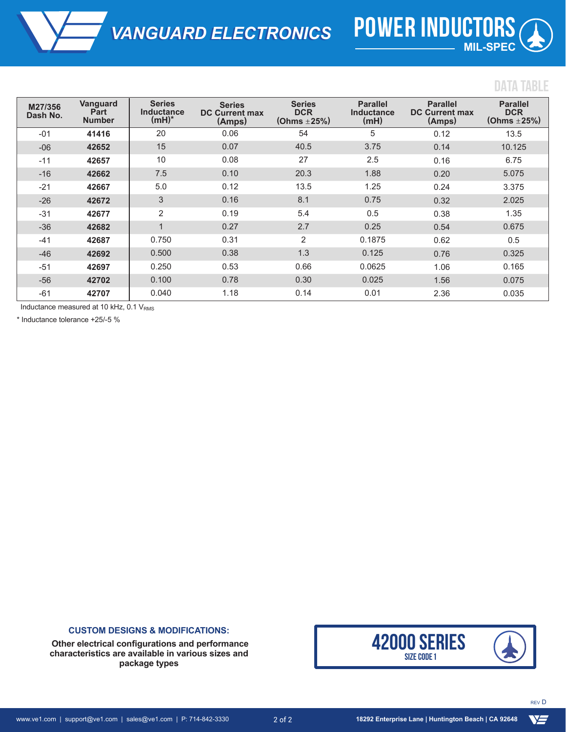# POWER INDUCTORS

MIL-SPEC

## DATA TABLE

| M27/356 Dash No. | Vanguard Part Number | Series Inductance (mH)* | Series DC Current max (Amps) | Series DCR (Ohms ±25%) | Parallel Inductance (mH) | Parallel DC Current max (Amps) | Parallel DCR (Ohms ±25%) |
|---|---|---|---|---|---|---|---|
| -01 | **41416** | 20 | 0.06 | 54 | 5 | 0.12 | 13.5 |
| -06 | **42652** | 15 | 0.07 | 40.5 | 3.75 | 0.14 | 10.125 |
| -11 | **42657** | 10 | 0.08 | 27 | 2.5 | 0.16 | 6.75 |
| -16 | **42662** | 7.5 | 0.10 | 20.3 | 1.88 | 0.20 | 5.075 |
| -21 | **42667** | 5.0 | 0.12 | 13.5 | 1.25 | 0.24 | 3.375 |
| -26 | **42672** | 3 | 0.16 | 8.1 | 0.75 | 0.32 | 2.025 |
| -31 | **42677** | 2 | 0.19 | 5.4 | 0.5 | 0.38 | 1.35 |
| -36 | **42682** | 1 | 0.27 | 2.7 | 0.25 | 0.54 | 0.675 |
| -41 | **42687** | 0.750 | 0.31 | 2 | 0.1875 | 0.62 | 0.5 |
| -46 | **42692** | 0.500 | 0.38 | 1.3 | 0.125 | 0.76 | 0.325 |
| -51 | **42697** | 0.250 | 0.53 | 0.66 | 0.0625 | 1.06 | 0.165 |
| -56 | **42702** | 0.100 | 0.78 | 0.30 | 0.025 | 1.56 | 0.075 |
| -61 | **42707** | 0.040 | 1.18 | 0.14 | 0.01 | 2.36 | 0.035 |

Inductance measured at 10 kHz, 0.1 $V_{RMS}$

* Inductance tolerance +25/-5 %

**CUSTOM DESIGNS & MODIFICATIONS:**

**Other electrical configurations and performance characteristics are available in various sizes and package types**

**42000 SERIES**
SIZE CODE 1

REV D